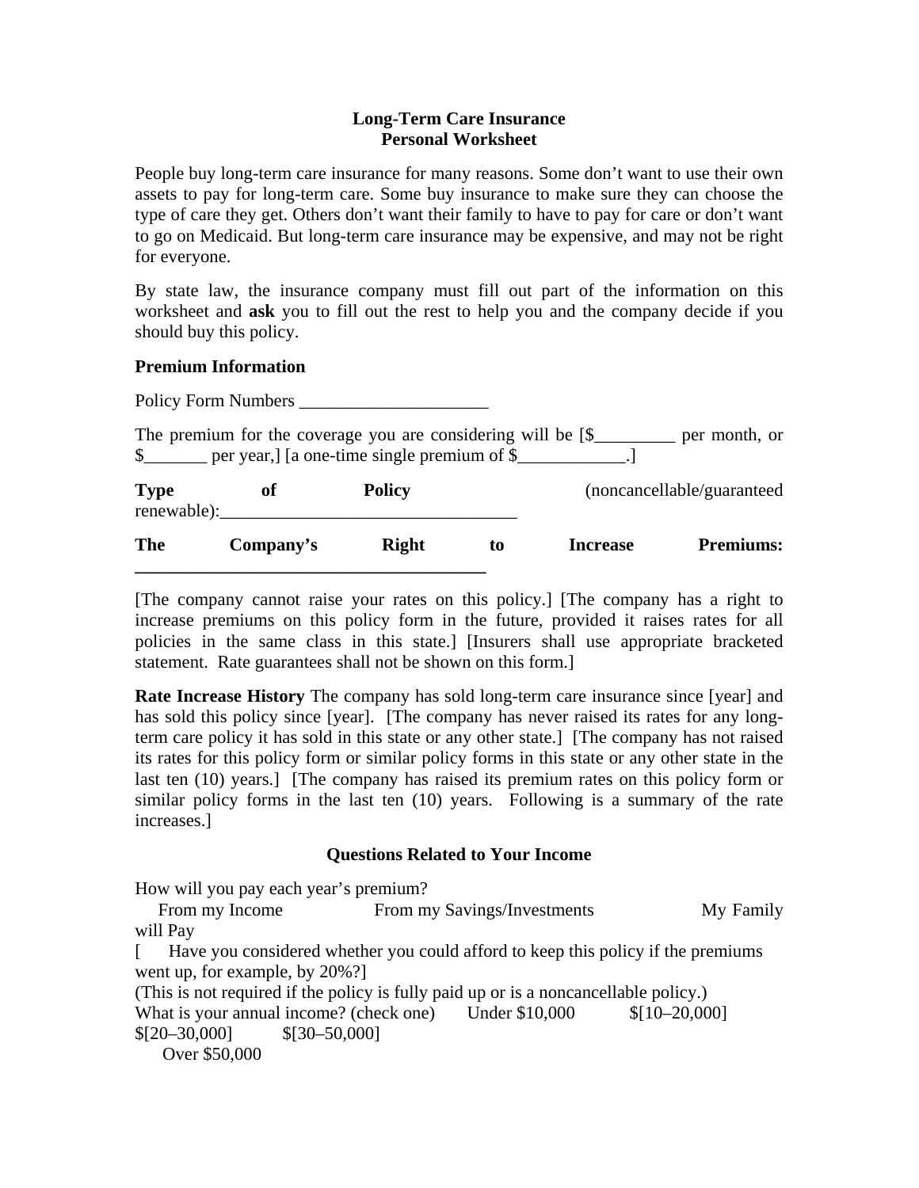# Long-Term Care Insurance
## Personal Worksheet

People buy long-term care insurance for many reasons. Some don't want to use their own assets to pay for long-term care. Some buy insurance to make sure they can choose the type of care they get. Others don't want their family to have to pay for care or don't want to go on Medicaid. But long-term care insurance may be expensive, and may not be right for everyone.

By state law, the insurance company must fill out part of the information on this worksheet and **ask** you to fill out the rest to help you and the company decide if you should buy this policy.

**Premium Information**

Policy Form Numbers _____________________

The premium for the coverage you are considering will be [$_________ per month, or $_______ per year,] [a one-time single premium of $____________.]

**Type of Policy** (noncancellable/guaranteed renewable):_________________________________

**The Company's Right to Increase Premiums:** _______________________________________

[The company cannot raise your rates on this policy.] [The company has a right to increase premiums on this policy form in the future, provided it raises rates for all policies in the same class in this state.] [Insurers shall use appropriate bracketed statement. Rate guarantees shall not be shown on this form.]

**Rate Increase History** The company has sold long-term care insurance since [year] and has sold this policy since [year]. [The company has never raised its rates for any long-term care policy it has sold in this state or any other state.] [The company has not raised its rates for this policy form or similar policy forms in this state or any other state in the last ten (10) years.] [The company has raised its premium rates on this policy form or similar policy forms in the last ten (10) years. Following is a summary of the rate increases.]

**Questions Related to Your Income**

How will you pay each year's premium?
From my Income From my Savings/Investments My Family will Pay
[ Have you considered whether you could afford to keep this policy if the premiums went up, for example, by 20%?]
(This is not required if the policy is fully paid up or is a noncancellable policy.)
What is your annual income? (check one) Under $10,000 $[10–20,000] $[20–30,000] $[30–50,000]
Over $50,000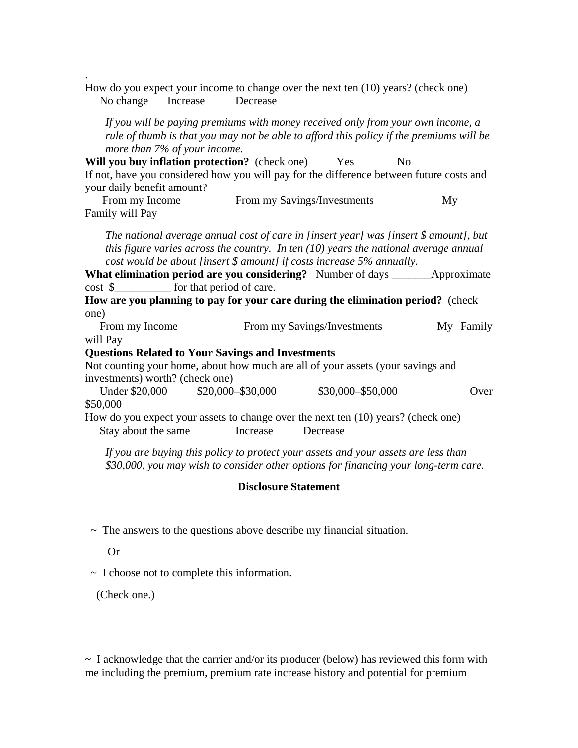.

How do you expect your income to change over the next ten (10) years? (check one)

No change   Increase   Decrease

*If you will be paying premiums with money received only from your own income, a rule of thumb is that you may not be able to afford this policy if the premiums will be more than 7% of your income.*

**Will you buy inflation protection?** (check one)   Yes   No

If not, have you considered how you will pay for the difference between future costs and your daily benefit amount?

From my Income   From my Savings/Investments   My Family will Pay

*The national average annual cost of care in [insert year] was [insert $ amount], but this figure varies across the country. In ten (10) years the national average annual cost would be about [insert $ amount] if costs increase 5% annually.*

**What elimination period are you considering?** Number of days _______Approximate cost $__________ for that period of care.

**How are you planning to pay for your care during the elimination period?** (check one)

From my Income   From my Savings/Investments   My Family will Pay

**Questions Related to Your Savings and Investments**

Not counting your home, about how much are all of your assets (your savings and investments) worth? (check one)

Under $20,000   $20,000–$30,000   $30,000–$50,000   Over $50,000

How do you expect your assets to change over the next ten (10) years? (check one)

Stay about the same   Increase   Decrease

*If you are buying this policy to protect your assets and your assets are less than $30,000, you may wish to consider other options for financing your long-term care.*

**Disclosure Statement**

~ The answers to the questions above describe my financial situation.

Or

~ I choose not to complete this information.

(Check one.)

~ I acknowledge that the carrier and/or its producer (below) has reviewed this form with me including the premium, premium rate increase history and potential for premium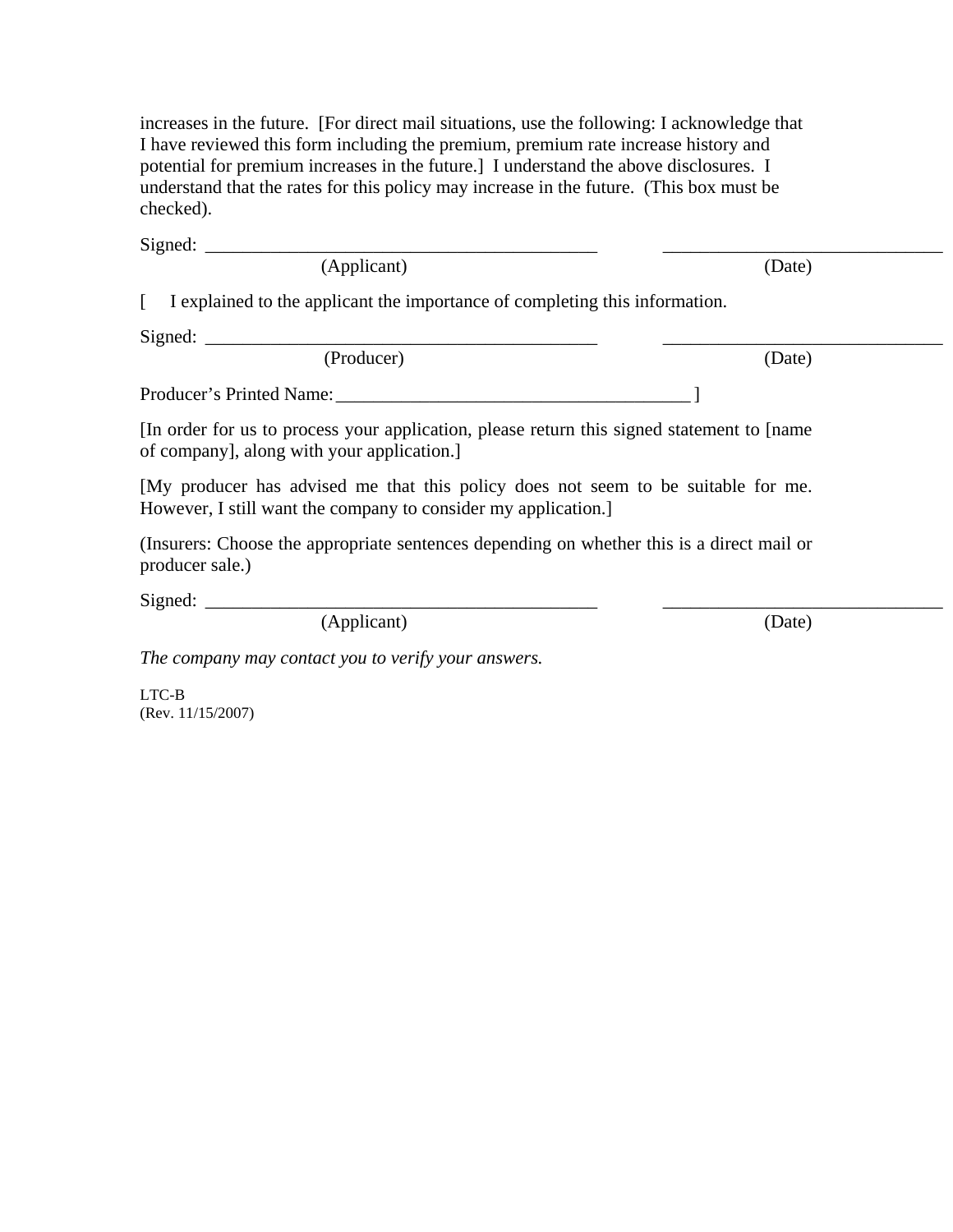increases in the future. [For direct mail situations, use the following: I acknowledge that I have reviewed this form including the premium, premium rate increase history and potential for premium increases in the future.] I understand the above disclosures. I understand that the rates for this policy may increase in the future. (This box must be checked).

Signed: ____________________________________________ _______________________________
(Applicant) (Date)

[ I explained to the applicant the importance of completing this information.

Signed: ____________________________________________ _______________________________
(Producer) (Date)

Producer's Printed Name: _______________________________________ ]

[In order for us to process your application, please return this signed statement to [name of company], along with your application.]

[My producer has advised me that this policy does not seem to be suitable for me. However, I still want the company to consider my application.]

(Insurers: Choose the appropriate sentences depending on whether this is a direct mail or producer sale.)

Signed: ____________________________________________ _______________________________
(Applicant) (Date)

*The company may contact you to verify your answers.*

LTC-B
(Rev. 11/15/2007)